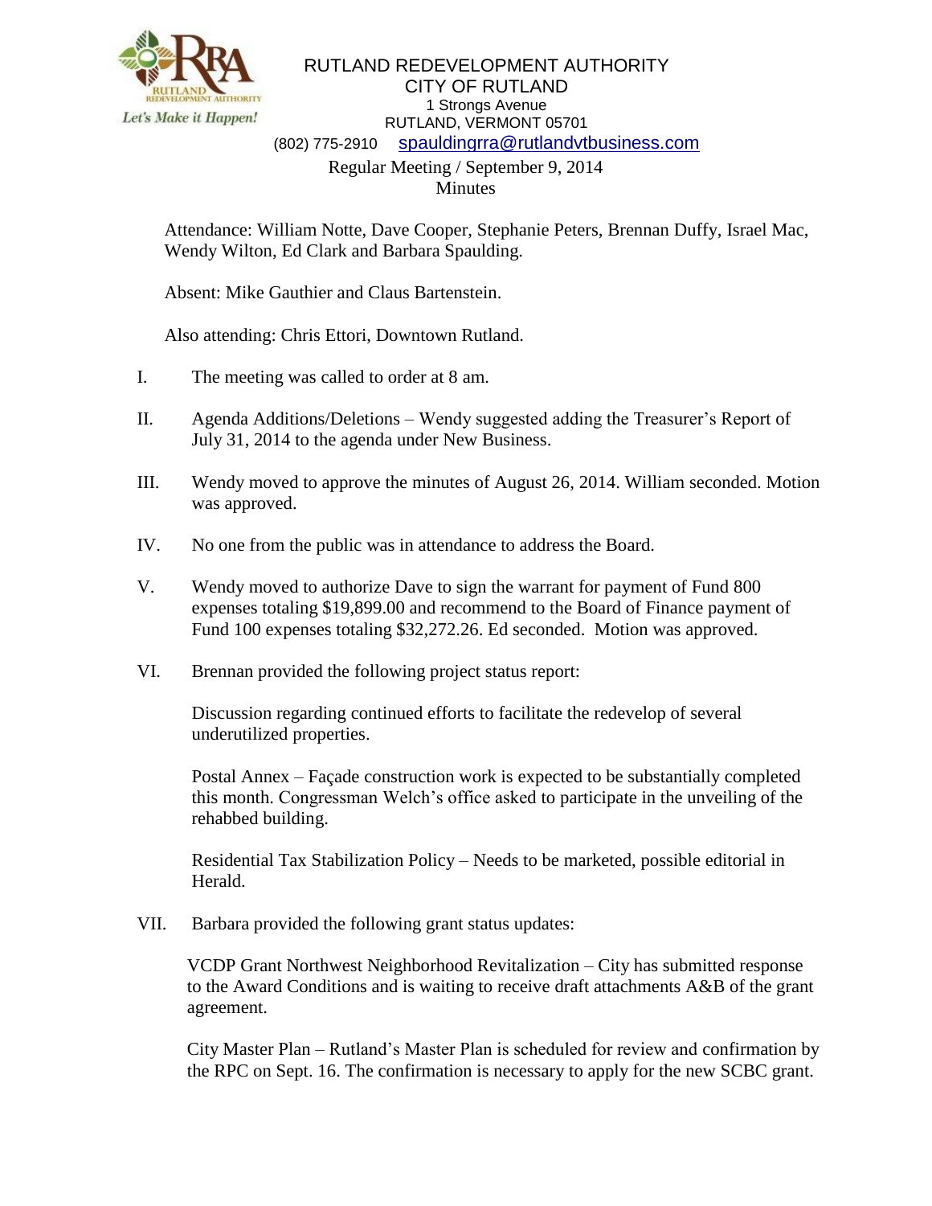RUTLAND REDEVELOPMENT AUTHORITY
CITY OF RUTLAND
1 Strongs Avenue
RUTLAND, VERMONT 05701
(802) 775-2910 spauldingrra@rutlandvtbusiness.com

Regular Meeting / September 9, 2014
Minutes

Attendance: William Notte, Dave Cooper, Stephanie Peters, Brennan Duffy, Israel Mac, Wendy Wilton, Ed Clark and Barbara Spaulding.

Absent: Mike Gauthier and Claus Bartenstein.

Also attending: Chris Ettori, Downtown Rutland.

I. The meeting was called to order at 8 am.

II. Agenda Additions/Deletions – Wendy suggested adding the Treasurer's Report of July 31, 2014 to the agenda under New Business.

III. Wendy moved to approve the minutes of August 26, 2014. William seconded. Motion was approved.

IV. No one from the public was in attendance to address the Board.

V. Wendy moved to authorize Dave to sign the warrant for payment of Fund 800 expenses totaling $19,899.00 and recommend to the Board of Finance payment of Fund 100 expenses totaling $32,272.26. Ed seconded. Motion was approved.

VI. Brennan provided the following project status report:

Discussion regarding continued efforts to facilitate the redevelop of several underutilized properties.

Postal Annex – Façade construction work is expected to be substantially completed this month. Congressman Welch's office asked to participate in the unveiling of the rehabbed building.

Residential Tax Stabilization Policy – Needs to be marketed, possible editorial in Herald.

VII. Barbara provided the following grant status updates:

VCDP Grant Northwest Neighborhood Revitalization – City has submitted response to the Award Conditions and is waiting to receive draft attachments A&B of the grant agreement.

City Master Plan – Rutland's Master Plan is scheduled for review and confirmation by the RPC on Sept. 16. The confirmation is necessary to apply for the new SCBC grant.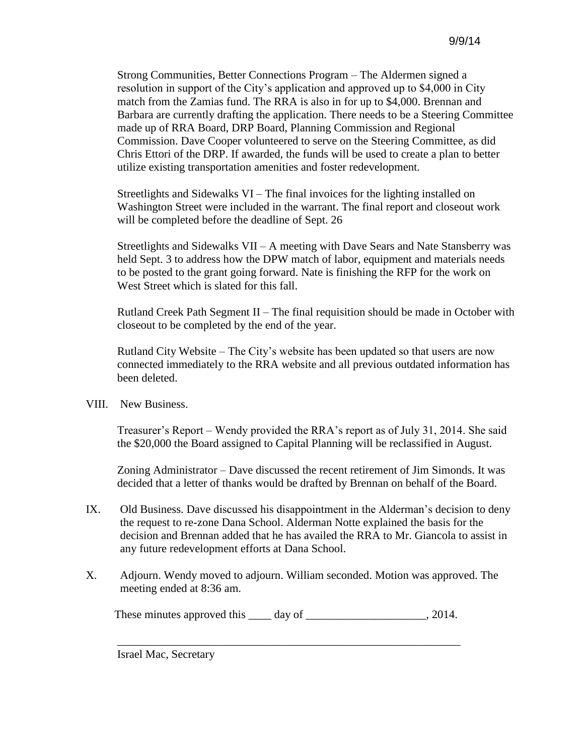Strong Communities, Better Connections Program – The Aldermen signed a resolution in support of the City's application and approved up to $4,000 in City match from the Zamias fund. The RRA is also in for up to $4,000. Brennan and Barbara are currently drafting the application. There needs to be a Steering Committee made up of RRA Board, DRP Board, Planning Commission and Regional Commission. Dave Cooper volunteered to serve on the Steering Committee, as did Chris Ettori of the DRP. If awarded, the funds will be used to create a plan to better utilize existing transportation amenities and foster redevelopment.

Streetlights and Sidewalks VI – The final invoices for the lighting installed on Washington Street were included in the warrant. The final report and closeout work will be completed before the deadline of Sept. 26

Streetlights and Sidewalks VII – A meeting with Dave Sears and Nate Stansberry was held Sept. 3 to address how the DPW match of labor, equipment and materials needs to be posted to the grant going forward. Nate is finishing the RFP for the work on West Street which is slated for this fall.

Rutland Creek Path Segment II – The final requisition should be made in October with closeout to be completed by the end of the year.

Rutland City Website – The City's website has been updated so that users are now connected immediately to the RRA website and all previous outdated information has been deleted.

VIII. New Business.

Treasurer's Report – Wendy provided the RRA's report as of July 31, 2014. She said the $20,000 the Board assigned to Capital Planning will be reclassified in August.

Zoning Administrator – Dave discussed the recent retirement of Jim Simonds. It was decided that a letter of thanks would be drafted by Brennan on behalf of the Board.

IX. Old Business. Dave discussed his disappointment in the Alderman's decision to deny the request to re-zone Dana School. Alderman Notte explained the basis for the decision and Brennan added that he has availed the RRA to Mr. Giancola to assist in any future redevelopment efforts at Dana School.

X. Adjourn. Wendy moved to adjourn. William seconded. Motion was approved. The meeting ended at 8:36 am.

These minutes approved this ____ day of _____________________, 2014.

_______________________________________________________________

Israel Mac, Secretary